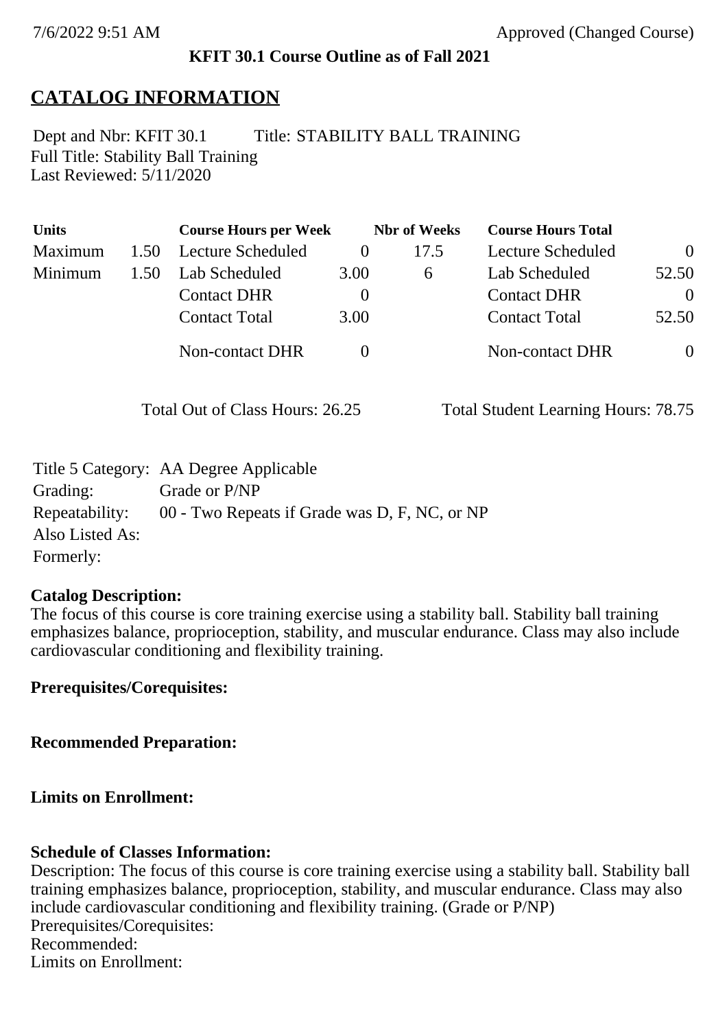**KFIT 30.1 Course Outline as of Fall 2021**

# CATALOG INFORMATION

Dept and Nbr: KFIT 30.1 Title: STABILITY BALL TRAINING
Full Title: Stability Ball Training
Last Reviewed: 5/11/2020

| Units | | Course Hours per Week | | Nbr of Weeks | Course Hours Total | |
|---|---|---|---|---|---|---|
| Maximum | 1.50 | Lecture Scheduled | 0 | 17.5 | Lecture Scheduled | 0 |
| Minimum | 1.50 | Lab Scheduled | 3.00 | 6 | Lab Scheduled | 52.50 |
| | | Contact DHR | 0 | | Contact DHR | 0 |
| | | Contact Total | 3.00 | | Contact Total | 52.50 |
| | | Non-contact DHR | 0 | | Non-contact DHR | 0 |

Total Out of Class Hours: 26.25 Total Student Learning Hours: 78.75

Title 5 Category: AA Degree Applicable
Grading: Grade or P/NP
Repeatability: 00 - Two Repeats if Grade was D, F, NC, or NP
Also Listed As:
Formerly:

**Catalog Description:**
The focus of this course is core training exercise using a stability ball. Stability ball training emphasizes balance, proprioception, stability, and muscular endurance. Class may also include cardiovascular conditioning and flexibility training.

**Prerequisites/Corequisites:**

**Recommended Preparation:**

**Limits on Enrollment:**

**Schedule of Classes Information:**
Description: The focus of this course is core training exercise using a stability ball. Stability ball training emphasizes balance, proprioception, stability, and muscular endurance. Class may also include cardiovascular conditioning and flexibility training. (Grade or P/NP)
Prerequisites/Corequisites:
Recommended:
Limits on Enrollment: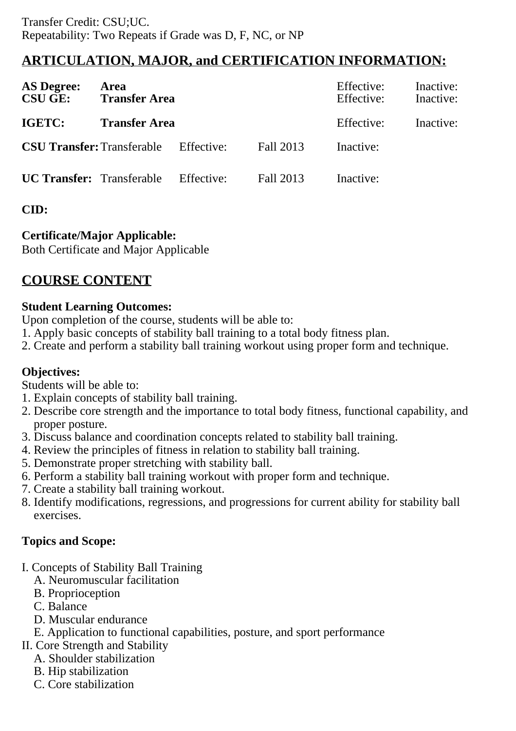Transfer Credit: CSU;UC.
Repeatability: Two Repeats if Grade was D, F, NC, or NP

## ARTICULATION, MAJOR, and CERTIFICATION INFORMATION:

| | | | | | |
|---|---|---|---|---|---|
| **AS Degree:** | **Area** | | | Effective: | Inactive: |
| **CSU GE:** | **Transfer Area** | | | Effective: | Inactive: |
| **IGETC:** | **Transfer Area** | | | Effective: | Inactive: |
| **CSU Transfer:** | Transferable | Effective: | Fall 2013 | Inactive: | |
| **UC Transfer:** | Transferable | Effective: | Fall 2013 | Inactive: | |

**CID:**

**Certificate/Major Applicable:**
Both Certificate and Major Applicable

## COURSE CONTENT

**Student Learning Outcomes:**
Upon completion of the course, students will be able to:
1. Apply basic concepts of stability ball training to a total body fitness plan.
2. Create and perform a stability ball training workout using proper form and technique.

**Objectives:**
Students will be able to:
1. Explain concepts of stability ball training.
2. Describe core strength and the importance to total body fitness, functional capability, and proper posture.
3. Discuss balance and coordination concepts related to stability ball training.
4. Review the principles of fitness in relation to stability ball training.
5. Demonstrate proper stretching with stability ball.
6. Perform a stability ball training workout with proper form and technique.
7. Create a stability ball training workout.
8. Identify modifications, regressions, and progressions for current ability for stability ball exercises.

**Topics and Scope:**

I. Concepts of Stability Ball Training
   A. Neuromuscular facilitation
   B. Proprioception
   C. Balance
   D. Muscular endurance
   E. Application to functional capabilities, posture, and sport performance
II. Core Strength and Stability
   A. Shoulder stabilization
   B. Hip stabilization
   C. Core stabilization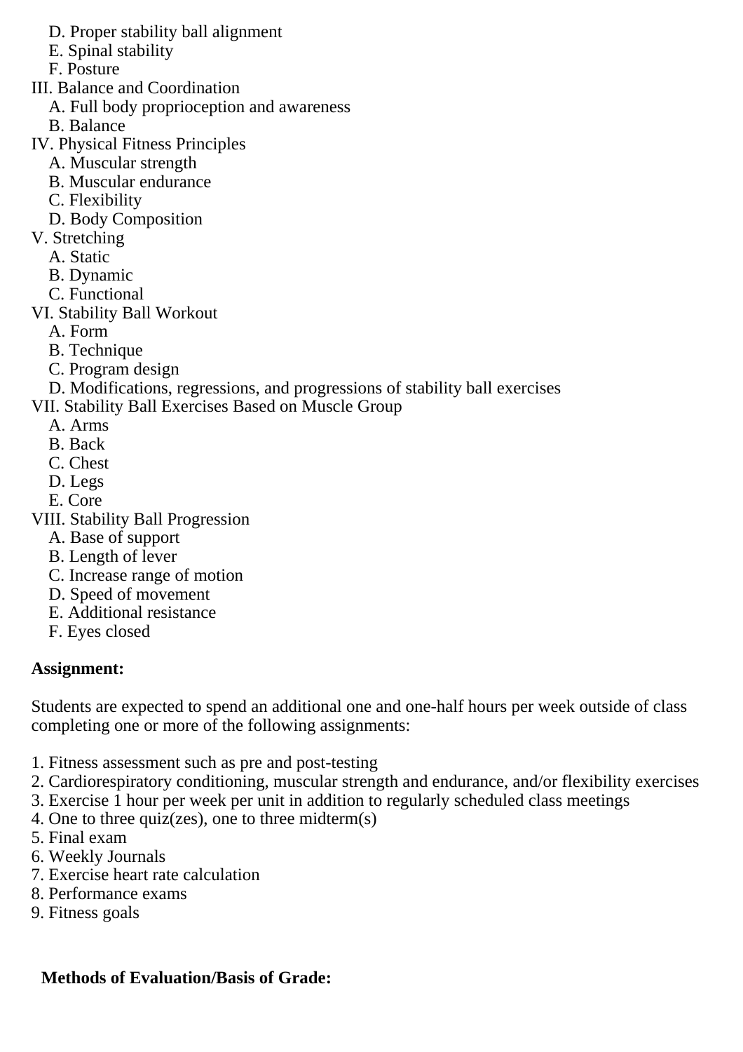D. Proper stability ball alignment
   E. Spinal stability
   F. Posture

III. Balance and Coordination
   A. Full body proprioception and awareness
   B. Balance

IV. Physical Fitness Principles
   A. Muscular strength
   B. Muscular endurance
   C. Flexibility
   D. Body Composition

V. Stretching
   A. Static
   B. Dynamic
   C. Functional

VI. Stability Ball Workout
   A. Form
   B. Technique
   C. Program design
   D. Modifications, regressions, and progressions of stability ball exercises

VII. Stability Ball Exercises Based on Muscle Group
   A. Arms
   B. Back
   C. Chest
   D. Legs
   E. Core

VIII. Stability Ball Progression
   A. Base of support
   B. Length of lever
   C. Increase range of motion
   D. Speed of movement
   E. Additional resistance
   F. Eyes closed

**Assignment:**

Students are expected to spend an additional one and one-half hours per week outside of class completing one or more of the following assignments:

1. Fitness assessment such as pre and post-testing
2. Cardiorespiratory conditioning, muscular strength and endurance, and/or flexibility exercises
3. Exercise 1 hour per week per unit in addition to regularly scheduled class meetings
4. One to three quiz(zes), one to three midterm(s)
5. Final exam
6. Weekly Journals
7. Exercise heart rate calculation
8. Performance exams
9. Fitness goals

**Methods of Evaluation/Basis of Grade:**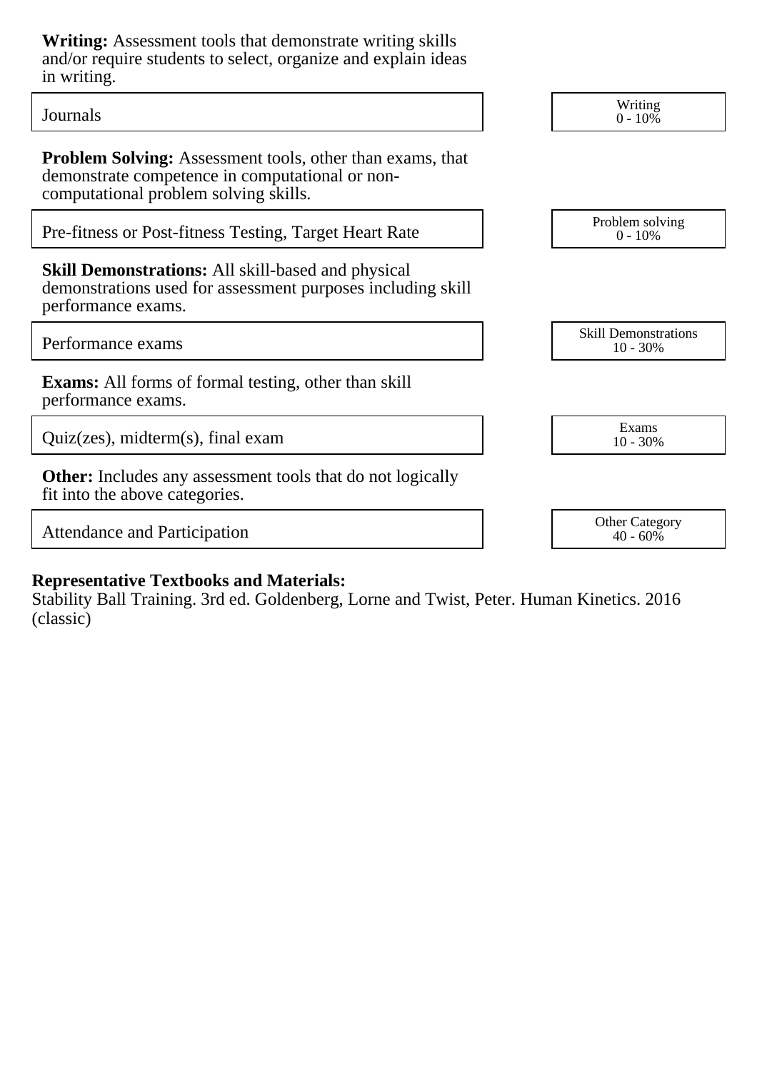**Writing:** Assessment tools that demonstrate writing skills and/or require students to select, organize and explain ideas in writing.

| | |
|---|---|
| Journals | Writing 0 - 10% |

**Problem Solving:** Assessment tools, other than exams, that demonstrate competence in computational or non-computational problem solving skills.

| | |
|---|---|
| Pre-fitness or Post-fitness Testing, Target Heart Rate | Problem solving 0 - 10% |

**Skill Demonstrations:** All skill-based and physical demonstrations used for assessment purposes including skill performance exams.

| | |
|---|---|
| Performance exams | Skill Demonstrations 10 - 30% |

**Exams:** All forms of formal testing, other than skill performance exams.

| | |
|---|---|
| Quiz(zes), midterm(s), final exam | Exams 10 - 30% |

**Other:** Includes any assessment tools that do not logically fit into the above categories.

| | |
|---|---|
| Attendance and Participation | Other Category 40 - 60% |

**Representative Textbooks and Materials:**
Stability Ball Training. 3rd ed. Goldenberg, Lorne and Twist, Peter. Human Kinetics. 2016 (classic)